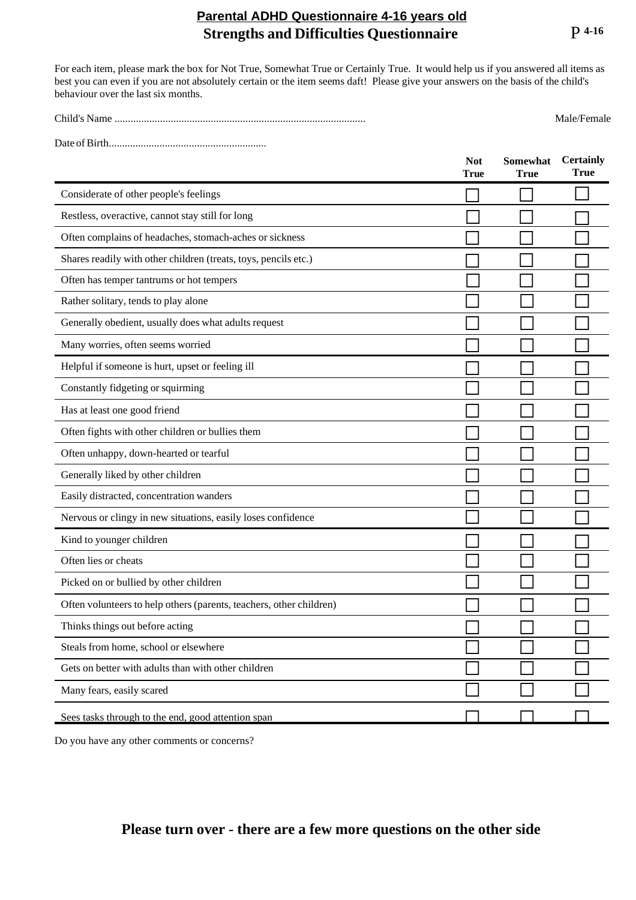# Parental ADHD Questionnaire 4-16 years old

## Strengths and Difficulties Questionnaire

P 4-16

For each item, please mark the box for Not True, Somewhat True or Certainly True. It would help us if you answered all items as best you can even if you are not absolutely certain or the item seems daft! Please give your answers on the basis of the child's behaviour over the last six months.

Child's Name .............................................................................................. Male/Female

Date of Birth...........................................................

| | Not True | Somewhat True | Certainly True |
|---|---|---|---|
| Considerate of other people's feelings | ☐ | ☐ | ☐ |
| Restless, overactive, cannot stay still for long | ☐ | ☐ | ☐ |
| Often complains of headaches, stomach-aches or sickness | ☐ | ☐ | ☐ |
| Shares readily with other children (treats, toys, pencils etc.) | ☐ | ☐ | ☐ |
| Often has temper tantrums or hot tempers | ☐ | ☐ | ☐ |
| Rather solitary, tends to play alone | ☐ | ☐ | ☐ |
| Generally obedient, usually does what adults request | ☐ | ☐ | ☐ |
| Many worries, often seems worried | ☐ | ☐ | ☐ |
| Helpful if someone is hurt, upset or feeling ill | ☐ | ☐ | ☐ |
| Constantly fidgeting or squirming | ☐ | ☐ | ☐ |
| Has at least one good friend | ☐ | ☐ | ☐ |
| Often fights with other children or bullies them | ☐ | ☐ | ☐ |
| Often unhappy, down-hearted or tearful | ☐ | ☐ | ☐ |
| Generally liked by other children | ☐ | ☐ | ☐ |
| Easily distracted, concentration wanders | ☐ | ☐ | ☐ |
| Nervous or clingy in new situations, easily loses confidence | ☐ | ☐ | ☐ |
| Kind to younger children | ☐ | ☐ | ☐ |
| Often lies or cheats | ☐ | ☐ | ☐ |
| Picked on or bullied by other children | ☐ | ☐ | ☐ |
| Often volunteers to help others (parents, teachers, other children) | ☐ | ☐ | ☐ |
| Thinks things out before acting | ☐ | ☐ | ☐ |
| Steals from home, school or elsewhere | ☐ | ☐ | ☐ |
| Gets on better with adults than with other children | ☐ | ☐ | ☐ |
| Many fears, easily scared | ☐ | ☐ | ☐ |
| Sees tasks through to the end, good attention span | ☐ | ☐ | ☐ |

Do you have any other comments or concerns?

**Please turn over - there are a few more questions on the other side**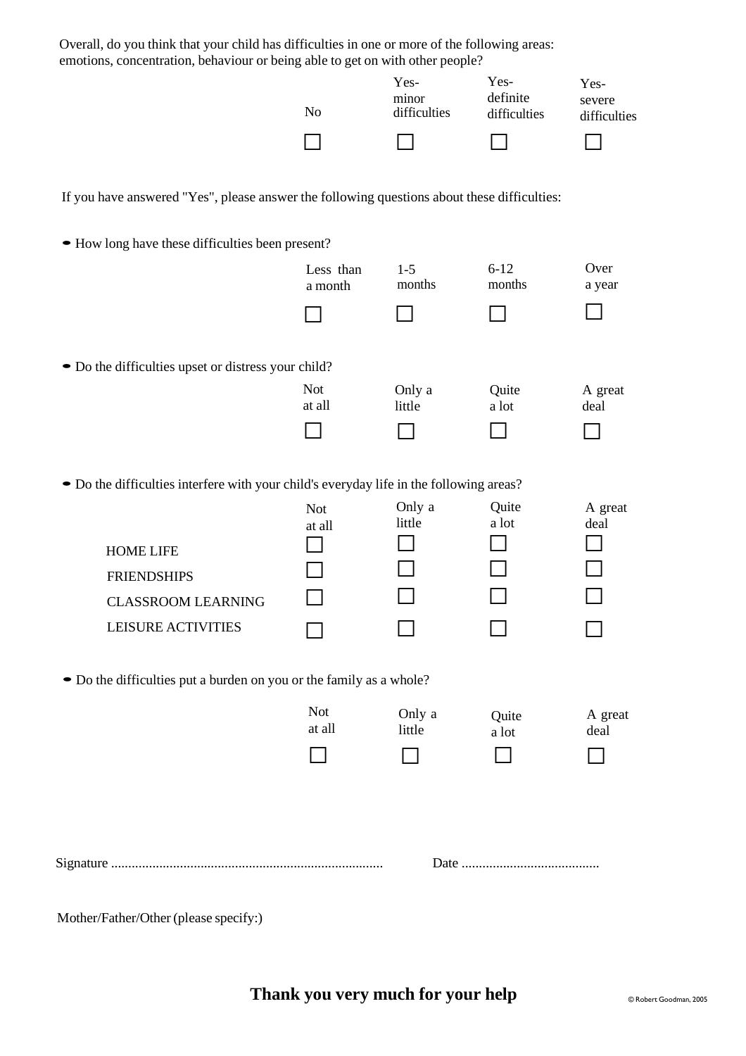Overall, do you think that your child has difficulties in one or more of the following areas: emotions, concentration, behaviour or being able to get on with other people?

| No | Yes- minor difficulties | Yes- definite difficulties | Yes- severe difficulties |
|---|---|---|---|
| ☐ | ☐ | ☐ | ☐ |

If you have answered "Yes", please answer the following questions about these difficulties:

- How long have these difficulties been present?

| Less than a month | 1-5 months | 6-12 months | Over a year |
|---|---|---|---|
| ☐ | ☐ | ☐ | ☐ |

- Do the difficulties upset or distress your child?

| Not at all | Only a little | Quite a lot | A great deal |
|---|---|---|---|
| ☐ | ☐ | ☐ | ☐ |

- Do the difficulties interfere with your child's everyday life in the following areas?

| | Not at all | Only a little | Quite a lot | A great deal |
|---|---|---|---|---|
| HOME LIFE | ☐ | ☐ | ☐ | ☐ |
| FRIENDSHIPS | ☐ | ☐ | ☐ | ☐ |
| CLASSROOM LEARNING | ☐ | ☐ | ☐ | ☐ |
| LEISURE ACTIVITIES | ☐ | ☐ | ☐ | ☐ |

- Do the difficulties put a burden on you or the family as a whole?

| Not at all | Only a little | Quite a lot | A great deal |
|---|---|---|---|
| ☐ | ☐ | ☐ | ☐ |

Signature ............................................................................... Date ........................................

Mother/Father/Other (please specify:)

**Thank you very much for your help**

© Robert Goodman, 2005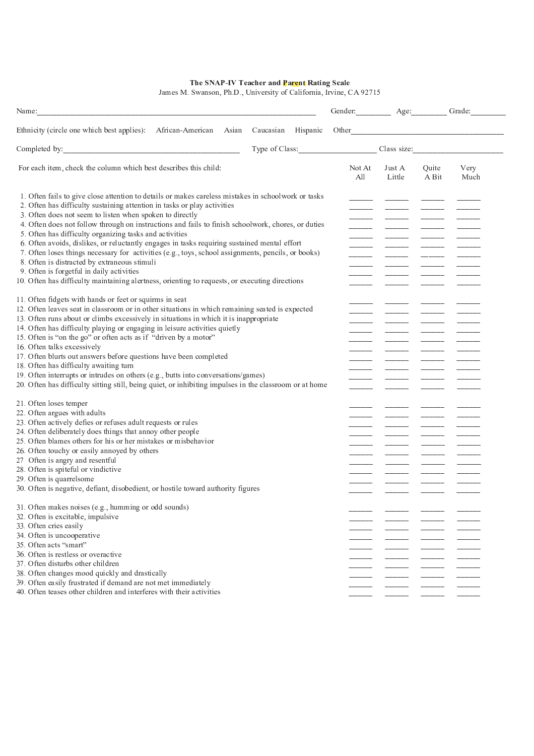**The SNAP-IV Teacher and Parent Rating Scale**

James M. Swanson, Ph.D., University of California, Irvine, CA 92715

Name:______________________________ Gender:________ Age:________ Grade:________

Ethnicity (circle one which best applies): African-American Asian Caucasian Hispanic Other____________________

Completed by:____________________ Type of Class:__________ Class size:__________

| For each item, check the column which best describes this child: | Not At All | Just A Little | Quite A Bit | Very Much |
|---|---|---|---|---|
| 1. Often fails to give close attention to details or makes careless mistakes in schoolwork or tasks | ______ | ______ | ______ | ______ |
| 2. Often has difficulty sustaining attention in tasks or play activities | ______ | ______ | ______ | ______ |
| 3. Often does not seem to listen when spoken to directly | ______ | ______ | ______ | ______ |
| 4. Often does not follow through on instructions and fails to finish schoolwork, chores, or duties | ______ | ______ | ______ | ______ |
| 5. Often has difficulty organizing tasks and activities | ______ | ______ | ______ | ______ |
| 6. Often avoids, dislikes, or reluctantly engages in tasks requiring sustained mental effort | ______ | ______ | ______ | ______ |
| 7. Often loses things necessary for activities (e.g., toys, school assignments, pencils, or books) | ______ | ______ | ______ | ______ |
| 8. Often is distracted by extraneous stimuli | ______ | ______ | ______ | ______ |
| 9. Often is forgetful in daily activities | ______ | ______ | ______ | ______ |
| 10. Often has difficulty maintaining alertness, orienting to requests, or executing directions | ______ | ______ | ______ | ______ |
| 11. Often fidgets with hands or feet or squirms in seat | ______ | ______ | ______ | ______ |
| 12. Often leaves seat in classroom or in other situations in which remaining seated is expected | ______ | ______ | ______ | ______ |
| 13. Often runs about or climbs excessively in situations in which it is inappropriate | ______ | ______ | ______ | ______ |
| 14. Often has difficulty playing or engaging in leisure activities quietly | ______ | ______ | ______ | ______ |
| 15. Often is "on the go" or often acts as if "driven by a motor" | ______ | ______ | ______ | ______ |
| 16. Often talks excessively | ______ | ______ | ______ | ______ |
| 17. Often blurts out answers before questions have been completed | ______ | ______ | ______ | ______ |
| 18. Often has difficulty awaiting turn | ______ | ______ | ______ | ______ |
| 19. Often interrupts or intrudes on others (e.g., butts into conversations/games) | ______ | ______ | ______ | ______ |
| 20. Often has difficulty sitting still, being quiet, or inhibiting impulses in the classroom or at home | ______ | ______ | ______ | ______ |
| 21. Often loses temper | ______ | ______ | ______ | ______ |
| 22. Often argues with adults | ______ | ______ | ______ | ______ |
| 23. Often actively defies or refuses adult requests or rules | ______ | ______ | ______ | ______ |
| 24. Often deliberately does things that annoy other people | ______ | ______ | ______ | ______ |
| 25. Often blames others for his or her mistakes or misbehavior | ______ | ______ | ______ | ______ |
| 26. Often touchy or easily annoyed by others | ______ | ______ | ______ | ______ |
| 27 Often is angry and resentful | ______ | ______ | ______ | ______ |
| 28. Often is spiteful or vindictive | ______ | ______ | ______ | ______ |
| 29. Often is quarrelsome | ______ | ______ | ______ | ______ |
| 30. Often is negative, defiant, disobedient, or hostile toward authority figures | ______ | ______ | ______ | ______ |
| 31. Often makes noises (e.g., humming or odd sounds) | ______ | ______ | ______ | ______ |
| 32. Often is excitable, impulsive | ______ | ______ | ______ | ______ |
| 33. Often cries easily | ______ | ______ | ______ | ______ |
| 34. Often is uncooperative | ______ | ______ | ______ | ______ |
| 35. Often acts "smart" | ______ | ______ | ______ | ______ |
| 36. Often is restless or overactive | ______ | ______ | ______ | ______ |
| 37. Often disturbs other children | ______ | ______ | ______ | ______ |
| 38. Often changes mood quickly and drastically | ______ | ______ | ______ | ______ |
| 39. Often easily frustrated if demand are not met immediately | ______ | ______ | ______ | ______ |
| 40. Often teases other children and interferes with their activities | ______ | ______ | ______ | ______ |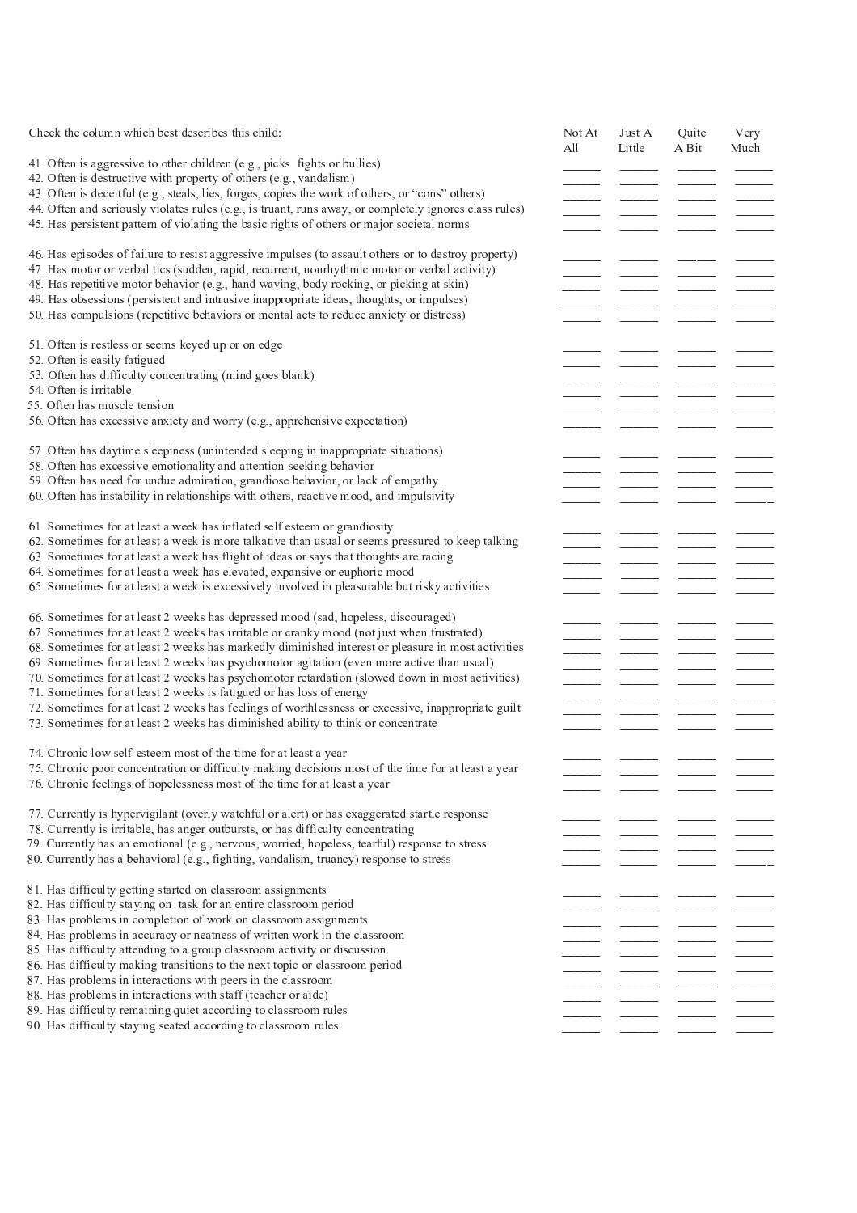| Check the column which best describes this child: | Not At All | Just A Little | Quite A Bit | Very Much |
|---|---|---|---|---|
| 41. Often is aggressive to other children (e.g., picks fights or bullies) | ______ | ______ | ______ | ______ |
| 42. Often is destructive with property of others (e.g., vandalism) | ______ | ______ | ______ | ______ |
| 43. Often is deceitful (e.g., steals, lies, forges, copies the work of others, or "cons" others) | ______ | ______ | ______ | ______ |
| 44. Often and seriously violates rules (e.g., is truant, runs away, or completely ignores class rules) | ______ | ______ | ______ | ______ |
| 45. Has persistent pattern of violating the basic rights of others or major societal norms | ______ | ______ | ______ | ______ |
| 46. Has episodes of failure to resist aggressive impulses (to assault others or to destroy property) | ______ | ______ | ______ | ______ |
| 47. Has motor or verbal tics (sudden, rapid, recurrent, nonrhythmic motor or verbal activity) | ______ | ______ | ______ | ______ |
| 48. Has repetitive motor behavior (e.g., hand waving, body rocking, or picking at skin) | ______ | ______ | ______ | ______ |
| 49. Has obsessions (persistent and intrusive inappropriate ideas, thoughts, or impulses) | ______ | ______ | ______ | ______ |
| 50. Has compulsions (repetitive behaviors or mental acts to reduce anxiety or distress) | ______ | ______ | ______ | ______ |
| 51. Often is restless or seems keyed up or on edge | ______ | ______ | ______ | ______ |
| 52. Often is easily fatigued | ______ | ______ | ______ | ______ |
| 53. Often has difficulty concentrating (mind goes blank) | ______ | ______ | ______ | ______ |
| 54. Often is irritable | ______ | ______ | ______ | ______ |
| 55. Often has muscle tension | ______ | ______ | ______ | ______ |
| 56. Often has excessive anxiety and worry (e.g., apprehensive expectation) | ______ | ______ | ______ | ______ |
| 57. Often has daytime sleepiness (unintended sleeping in inappropriate situations) | ______ | ______ | ______ | ______ |
| 58. Often has excessive emotionality and attention-seeking behavior | ______ | ______ | ______ | ______ |
| 59. Often has need for undue admiration, grandiose behavior, or lack of empathy | ______ | ______ | ______ | ______ |
| 60. Often has instability in relationships with others, reactive mood, and impulsivity | ______ | ______ | ______ | ______ |
| 61 Sometimes for at least a week has inflated self esteem or grandiosity | ______ | ______ | ______ | ______ |
| 62. Sometimes for at least a week is more talkative than usual or seems pressured to keep talking | ______ | ______ | ______ | ______ |
| 63. Sometimes for at least a week has flight of ideas or says that thoughts are racing | ______ | ______ | ______ | ______ |
| 64. Sometimes for at least a week has elevated, expansive or euphoric mood | ______ | ______ | ______ | ______ |
| 65. Sometimes for at least a week is excessively involved in pleasurable but risky activities | ______ | ______ | ______ | ______ |
| 66. Sometimes for at least 2 weeks has depressed mood (sad, hopeless, discouraged) | ______ | ______ | ______ | ______ |
| 67. Sometimes for at least 2 weeks has irritable or cranky mood (not just when frustrated) | ______ | ______ | ______ | ______ |
| 68. Sometimes for at least 2 weeks has markedly diminished interest or pleasure in most activities | ______ | ______ | ______ | ______ |
| 69. Sometimes for at least 2 weeks has psychomotor agitation (even more active than usual) | ______ | ______ | ______ | ______ |
| 70. Sometimes for at least 2 weeks has psychomotor retardation (slowed down in most activities) | ______ | ______ | ______ | ______ |
| 71. Sometimes for at least 2 weeks is fatigued or has loss of energy | ______ | ______ | ______ | ______ |
| 72. Sometimes for at least 2 weeks has feelings of worthlessness or excessive, inappropriate guilt | ______ | ______ | ______ | ______ |
| 73. Sometimes for at least 2 weeks has diminished ability to think or concentrate | ______ | ______ | ______ | ______ |
| 74. Chronic low self-esteem most of the time for at least a year | ______ | ______ | ______ | ______ |
| 75. Chronic poor concentration or difficulty making decisions most of the time for at least a year | ______ | ______ | ______ | ______ |
| 76. Chronic feelings of hopelessness most of the time for at least a year | ______ | ______ | ______ | ______ |
| 77. Currently is hypervigilant (overly watchful or alert) or has exaggerated startle response | ______ | ______ | ______ | ______ |
| 78. Currently is irritable, has anger outbursts, or has difficulty concentrating | ______ | ______ | ______ | ______ |
| 79. Currently has an emotional (e.g., nervous, worried, hopeless, tearful) response to stress | ______ | ______ | ______ | ______ |
| 80. Currently has a behavioral (e.g., fighting, vandalism, truancy) response to stress | ______ | ______ | ______ | ______ |
| 81. Has difficulty getting started on classroom assignments | ______ | ______ | ______ | ______ |
| 82. Has difficulty staying on task for an entire classroom period | ______ | ______ | ______ | ______ |
| 83. Has problems in completion of work on classroom assignments | ______ | ______ | ______ | ______ |
| 84. Has problems in accuracy or neatness of written work in the classroom | ______ | ______ | ______ | ______ |
| 85. Has difficulty attending to a group classroom activity or discussion | ______ | ______ | ______ | ______ |
| 86. Has difficulty making transitions to the next topic or classroom period | ______ | ______ | ______ | ______ |
| 87. Has problems in interactions with peers in the classroom | ______ | ______ | ______ | ______ |
| 88. Has problems in interactions with staff (teacher or aide) | ______ | ______ | ______ | ______ |
| 89. Has difficulty remaining quiet according to classroom rules | ______ | ______ | ______ | ______ |
| 90. Has difficulty staying seated according to classroom rules | ______ | ______ | ______ | ______ |